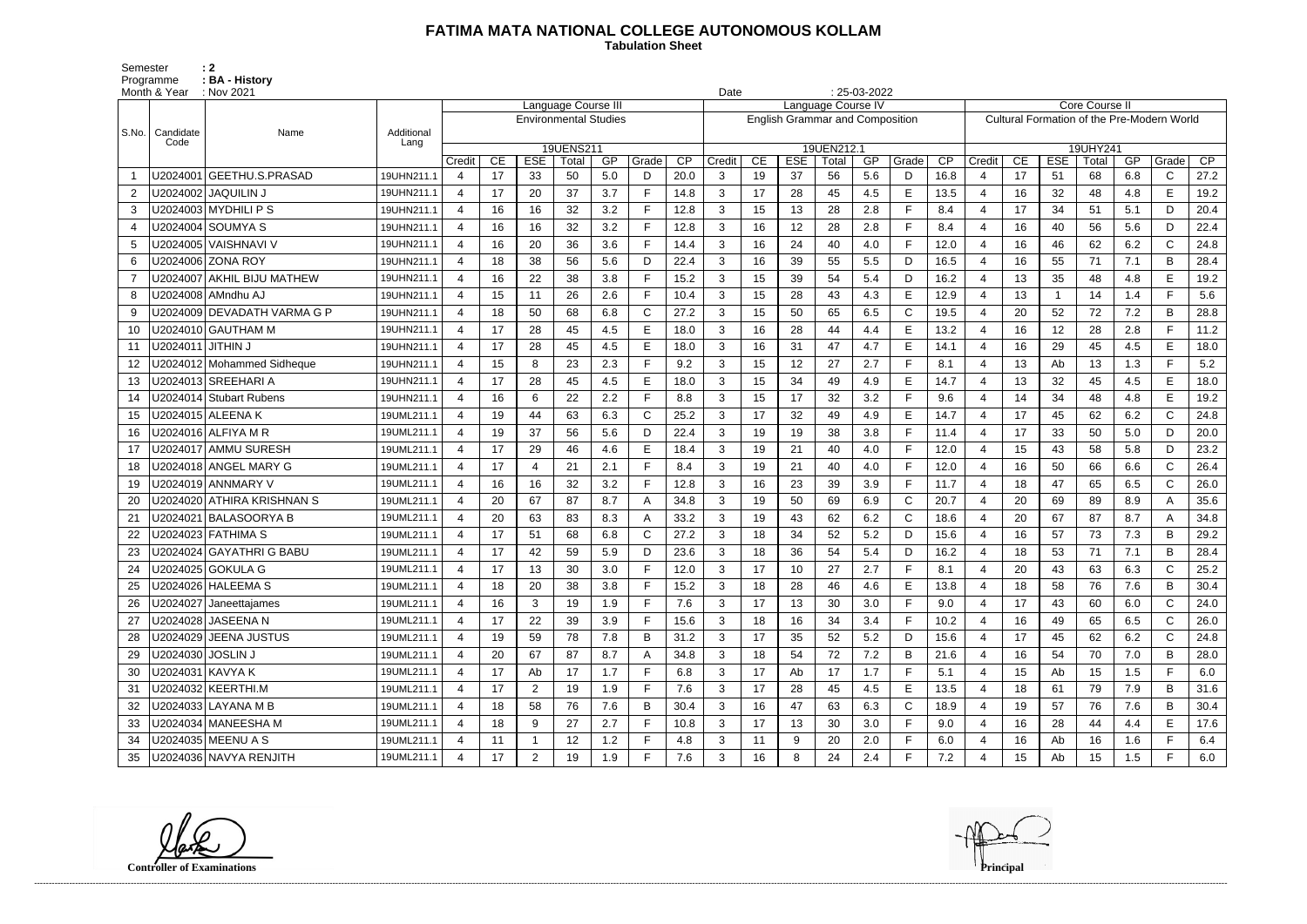# FATIMA MATA NATIONAL COLLEGE AUTONOMOUS KOLLAM

**Tabulation Sheet**

Semester : 2
Programme : BA - History
Month & Year : Nov 2021
Date : 25-03-2022

| S.No. | Candidate Code | Name | Additional Lang | Language Course III | | | | | | | Language Course IV | | | | | | | Core Course II | | | | | | |
|---|---|---|---|---|---|---|---|---|---|---|---|---|---|---|---|---|---|---|---|---|---|---|---|---|
| | | | | Environmental Studies | | | | | | | English Grammar and Composition | | | | | | | Cultural Formation of the Pre-Modern World | | | | | | |
| | | | | 19UENS211 | | | | | | | 19UEN212.1 | | | | | | | 19UHY241 | | | | | | |
| | | | | Credit | CE | ESE | Total | GP | Grade | CP | Credit | CE | ESE | Total | GP | Grade | CP | Credit | CE | ESE | Total | GP | Grade | CP |
| 1 | U2024001 | GEETHU.S.PRASAD | 19UHN211.1 | 4 | 17 | 33 | 50 | 5.0 | D | 20.0 | 3 | 19 | 37 | 56 | 5.6 | D | 16.8 | 4 | 17 | 51 | 68 | 6.8 | C | 27.2 |
| 2 | U2024002 | JAQUILIN J | 19UHN211.1 | 4 | 17 | 20 | 37 | 3.7 | F | 14.8 | 3 | 17 | 28 | 45 | 4.5 | E | 13.5 | 4 | 16 | 32 | 48 | 4.8 | E | 19.2 |
| 3 | U2024003 | MYDHILI P S | 19UHN211.1 | 4 | 16 | 16 | 32 | 3.2 | F | 12.8 | 3 | 15 | 13 | 28 | 2.8 | F | 8.4 | 4 | 17 | 34 | 51 | 5.1 | D | 20.4 |
| 4 | U2024004 | SOUMYA S | 19UHN211.1 | 4 | 16 | 16 | 32 | 3.2 | F | 12.8 | 3 | 16 | 12 | 28 | 2.8 | F | 8.4 | 4 | 16 | 40 | 56 | 5.6 | D | 22.4 |
| 5 | U2024005 | VAISHNAVI V | 19UHN211.1 | 4 | 16 | 20 | 36 | 3.6 | F | 14.4 | 3 | 16 | 24 | 40 | 4.0 | F | 12.0 | 4 | 16 | 46 | 62 | 6.2 | C | 24.8 |
| 6 | U2024006 | ZONA ROY | 19UHN211.1 | 4 | 18 | 38 | 56 | 5.6 | D | 22.4 | 3 | 16 | 39 | 55 | 5.5 | D | 16.5 | 4 | 16 | 55 | 71 | 7.1 | B | 28.4 |
| 7 | U2024007 | AKHIL BIJU MATHEW | 19UHN211.1 | 4 | 16 | 22 | 38 | 3.8 | F | 15.2 | 3 | 15 | 39 | 54 | 5.4 | D | 16.2 | 4 | 13 | 35 | 48 | 4.8 | E | 19.2 |
| 8 | U2024008 | AMndhu AJ | 19UHN211.1 | 4 | 15 | 11 | 26 | 2.6 | F | 10.4 | 3 | 15 | 28 | 43 | 4.3 | E | 12.9 | 4 | 13 | 1 | 14 | 1.4 | F | 5.6 |
| 9 | U2024009 | DEVADATH VARMA G P | 19UHN211.1 | 4 | 18 | 50 | 68 | 6.8 | C | 27.2 | 3 | 15 | 50 | 65 | 6.5 | C | 19.5 | 4 | 20 | 52 | 72 | 7.2 | B | 28.8 |
| 10 | U2024010 | GAUTHAM M | 19UHN211.1 | 4 | 17 | 28 | 45 | 4.5 | E | 18.0 | 3 | 16 | 28 | 44 | 4.4 | E | 13.2 | 4 | 16 | 12 | 28 | 2.8 | F | 11.2 |
| 11 | U2024011 | JITHIN J | 19UHN211.1 | 4 | 17 | 28 | 45 | 4.5 | E | 18.0 | 3 | 16 | 31 | 47 | 4.7 | E | 14.1 | 4 | 16 | 29 | 45 | 4.5 | E | 18.0 |
| 12 | U2024012 | Mohammed Sidheque | 19UHN211.1 | 4 | 15 | 8 | 23 | 2.3 | F | 9.2 | 3 | 15 | 12 | 27 | 2.7 | F | 8.1 | 4 | 13 | Ab | 13 | 1.3 | F | 5.2 |
| 13 | U2024013 | SREEHARI A | 19UHN211.1 | 4 | 17 | 28 | 45 | 4.5 | E | 18.0 | 3 | 15 | 34 | 49 | 4.9 | E | 14.7 | 4 | 13 | 32 | 45 | 4.5 | E | 18.0 |
| 14 | U2024014 | Stubart Rubens | 19UHN211.1 | 4 | 16 | 6 | 22 | 2.2 | F | 8.8 | 3 | 15 | 17 | 32 | 3.2 | F | 9.6 | 4 | 14 | 34 | 48 | 4.8 | E | 19.2 |
| 15 | U2024015 | ALEENA K | 19UML211.1 | 4 | 19 | 44 | 63 | 6.3 | C | 25.2 | 3 | 17 | 32 | 49 | 4.9 | E | 14.7 | 4 | 17 | 45 | 62 | 6.2 | C | 24.8 |
| 16 | U2024016 | ALFIYA M R | 19UML211.1 | 4 | 19 | 37 | 56 | 5.6 | D | 22.4 | 3 | 19 | 19 | 38 | 3.8 | F | 11.4 | 4 | 17 | 33 | 50 | 5.0 | D | 20.0 |
| 17 | U2024017 | AMMU SURESH | 19UML211.1 | 4 | 17 | 29 | 46 | 4.6 | E | 18.4 | 3 | 19 | 21 | 40 | 4.0 | F | 12.0 | 4 | 15 | 43 | 58 | 5.8 | D | 23.2 |
| 18 | U2024018 | ANGEL MARY G | 19UML211.1 | 4 | 17 | 4 | 21 | 2.1 | F | 8.4 | 3 | 19 | 21 | 40 | 4.0 | F | 12.0 | 4 | 16 | 50 | 66 | 6.6 | C | 26.4 |
| 19 | U2024019 | ANNMARY V | 19UML211.1 | 4 | 16 | 16 | 32 | 3.2 | F | 12.8 | 3 | 16 | 23 | 39 | 3.9 | F | 11.7 | 4 | 18 | 47 | 65 | 6.5 | C | 26.0 |
| 20 | U2024020 | ATHIRA KRISHNAN S | 19UML211.1 | 4 | 20 | 67 | 87 | 8.7 | A | 34.8 | 3 | 19 | 50 | 69 | 6.9 | C | 20.7 | 4 | 20 | 69 | 89 | 8.9 | A | 35.6 |
| 21 | U2024021 | BALASOORYA B | 19UML211.1 | 4 | 20 | 63 | 83 | 8.3 | A | 33.2 | 3 | 19 | 43 | 62 | 6.2 | C | 18.6 | 4 | 20 | 67 | 87 | 8.7 | A | 34.8 |
| 22 | U2024023 | FATHIMA S | 19UML211.1 | 4 | 17 | 51 | 68 | 6.8 | C | 27.2 | 3 | 18 | 34 | 52 | 5.2 | D | 15.6 | 4 | 16 | 57 | 73 | 7.3 | B | 29.2 |
| 23 | U2024024 | GAYATHRI G BABU | 19UML211.1 | 4 | 17 | 42 | 59 | 5.9 | D | 23.6 | 3 | 18 | 36 | 54 | 5.4 | D | 16.2 | 4 | 18 | 53 | 71 | 7.1 | B | 28.4 |
| 24 | U2024025 | GOKULA G | 19UML211.1 | 4 | 17 | 13 | 30 | 3.0 | F | 12.0 | 3 | 17 | 10 | 27 | 2.7 | F | 8.1 | 4 | 20 | 43 | 63 | 6.3 | C | 25.2 |
| 25 | U2024026 | HALEEMA S | 19UML211.1 | 4 | 18 | 20 | 38 | 3.8 | F | 15.2 | 3 | 18 | 28 | 46 | 4.6 | E | 13.8 | 4 | 18 | 58 | 76 | 7.6 | B | 30.4 |
| 26 | U2024027 | Janeettajames | 19UML211.1 | 4 | 16 | 3 | 19 | 1.9 | F | 7.6 | 3 | 17 | 13 | 30 | 3.0 | F | 9.0 | 4 | 17 | 43 | 60 | 6.0 | C | 24.0 |
| 27 | U2024028 | JASEENA N | 19UML211.1 | 4 | 17 | 22 | 39 | 3.9 | F | 15.6 | 3 | 18 | 16 | 34 | 3.4 | F | 10.2 | 4 | 16 | 49 | 65 | 6.5 | C | 26.0 |
| 28 | U2024029 | JEENA JUSTUS | 19UML211.1 | 4 | 19 | 59 | 78 | 7.8 | B | 31.2 | 3 | 17 | 35 | 52 | 5.2 | D | 15.6 | 4 | 17 | 45 | 62 | 6.2 | C | 24.8 |
| 29 | U2024030 | JOSLIN J | 19UML211.1 | 4 | 20 | 67 | 87 | 8.7 | A | 34.8 | 3 | 18 | 54 | 72 | 7.2 | B | 21.6 | 4 | 16 | 54 | 70 | 7.0 | B | 28.0 |
| 30 | U2024031 | KAVYA K | 19UML211.1 | 4 | 17 | Ab | 17 | 1.7 | F | 6.8 | 3 | 17 | Ab | 17 | 1.7 | F | 5.1 | 4 | 15 | Ab | 15 | 1.5 | F | 6.0 |
| 31 | U2024032 | KEERTHI.M | 19UML211.1 | 4 | 17 | 2 | 19 | 1.9 | F | 7.6 | 3 | 17 | 28 | 45 | 4.5 | E | 13.5 | 4 | 18 | 61 | 79 | 7.9 | B | 31.6 |
| 32 | U2024033 | LAYANA M B | 19UML211.1 | 4 | 18 | 58 | 76 | 7.6 | B | 30.4 | 3 | 16 | 47 | 63 | 6.3 | C | 18.9 | 4 | 19 | 57 | 76 | 7.6 | B | 30.4 |
| 33 | U2024034 | MANEESHA M | 19UML211.1 | 4 | 18 | 9 | 27 | 2.7 | F | 10.8 | 3 | 17 | 13 | 30 | 3.0 | F | 9.0 | 4 | 16 | 28 | 44 | 4.4 | E | 17.6 |
| 34 | U2024035 | MEENU A S | 19UML211.1 | 4 | 11 | 1 | 12 | 1.2 | F | 4.8 | 3 | 11 | 9 | 20 | 2.0 | F | 6.0 | 4 | 16 | Ab | 16 | 1.6 | F | 6.4 |
| 35 | U2024036 | NAVYA RENJITH | 19UML211.1 | 4 | 17 | 2 | 19 | 1.9 | F | 7.6 | 3 | 16 | 8 | 24 | 2.4 | F | 7.2 | 4 | 15 | Ab | 15 | 1.5 | F | 6.0 |

Controller of Examinations

Principal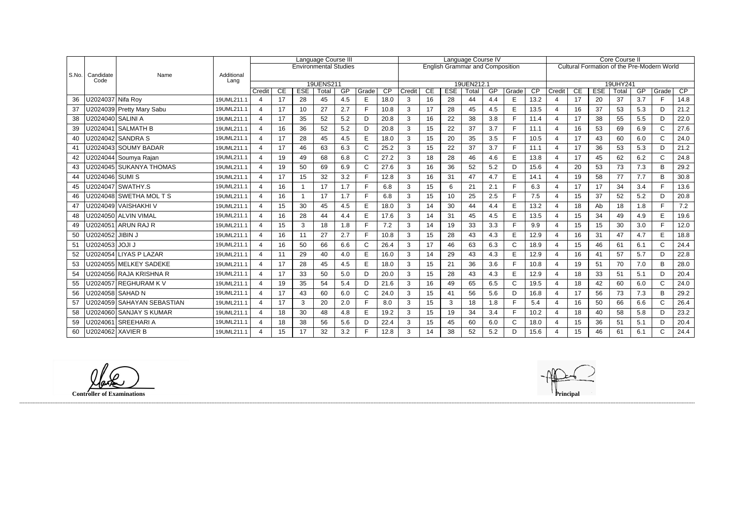| S.No. | Candidate Code | Name | Additional Lang | Language Course III | | | | | | | Language Course IV | | | | | | | Core Course II | | | | | | |
|---|---|---|---|---|---|---|---|---|---|---|---|---|---|---|---|---|---|---|---|---|---|---|---|---|
| | | | | Environmental Studies | | | | | | | English Grammar and Composition | | | | | | | Cultural Formation of the Pre-Modern World | | | | | | |
| | | | | 19UENS211 | | | | | | | 19UEN212.1 | | | | | | | 19UHY241 | | | | | | |
| | | | | Credit | CE | ESE | Total | GP | Grade | CP | Credit | CE | ESE | Total | GP | Grade | CP | Credit | CE | ESE | Total | GP | Grade | CP |
| 36 | U2024037 | Nifa Roy | 19UML211.1 | 4 | 17 | 28 | 45 | 4.5 | E | 18.0 | 3 | 16 | 28 | 44 | 4.4 | E | 13.2 | 4 | 17 | 20 | 37 | 3.7 | F | 14.8 |
| 37 | U2024039 | Pretty Mary Sabu | 19UML211.1 | 4 | 17 | 10 | 27 | 2.7 | F | 10.8 | 3 | 17 | 28 | 45 | 4.5 | E | 13.5 | 4 | 16 | 37 | 53 | 5.3 | D | 21.2 |
| 38 | U2024040 | SALINI A | 19UML211.1 | 4 | 17 | 35 | 52 | 5.2 | D | 20.8 | 3 | 16 | 22 | 38 | 3.8 | F | 11.4 | 4 | 17 | 38 | 55 | 5.5 | D | 22.0 |
| 39 | U2024041 | SALMATH B | 19UML211.1 | 4 | 16 | 36 | 52 | 5.2 | D | 20.8 | 3 | 15 | 22 | 37 | 3.7 | F | 11.1 | 4 | 16 | 53 | 69 | 6.9 | C | 27.6 |
| 40 | U2024042 | SANDRA S | 19UML211.1 | 4 | 17 | 28 | 45 | 4.5 | E | 18.0 | 3 | 15 | 20 | 35 | 3.5 | F | 10.5 | 4 | 17 | 43 | 60 | 6.0 | C | 24.0 |
| 41 | U2024043 | SOUMY BADAR | 19UML211.1 | 4 | 17 | 46 | 63 | 6.3 | C | 25.2 | 3 | 15 | 22 | 37 | 3.7 | F | 11.1 | 4 | 17 | 36 | 53 | 5.3 | D | 21.2 |
| 42 | U2024044 | Soumya Rajan | 19UML211.1 | 4 | 19 | 49 | 68 | 6.8 | C | 27.2 | 3 | 18 | 28 | 46 | 4.6 | E | 13.8 | 4 | 17 | 45 | 62 | 6.2 | C | 24.8 |
| 43 | U2024045 | SUKANYA THOMAS | 19UML211.1 | 4 | 19 | 50 | 69 | 6.9 | C | 27.6 | 3 | 16 | 36 | 52 | 5.2 | D | 15.6 | 4 | 20 | 53 | 73 | 7.3 | B | 29.2 |
| 44 | U2024046 | SUMI S | 19UML211.1 | 4 | 17 | 15 | 32 | 3.2 | F | 12.8 | 3 | 16 | 31 | 47 | 4.7 | E | 14.1 | 4 | 19 | 58 | 77 | 7.7 | B | 30.8 |
| 45 | U2024047 | SWATHY.S | 19UML211.1 | 4 | 16 | 1 | 17 | 1.7 | F | 6.8 | 3 | 15 | 6 | 21 | 2.1 | F | 6.3 | 4 | 17 | 17 | 34 | 3.4 | F | 13.6 |
| 46 | U2024048 | SWETHA MOL T S | 19UML211.1 | 4 | 16 | 1 | 17 | 1.7 | F | 6.8 | 3 | 15 | 10 | 25 | 2.5 | F | 7.5 | 4 | 15 | 37 | 52 | 5.2 | D | 20.8 |
| 47 | U2024049 | VAISHAKHI V | 19UML211.1 | 4 | 15 | 30 | 45 | 4.5 | E | 18.0 | 3 | 14 | 30 | 44 | 4.4 | E | 13.2 | 4 | 18 | Ab | 18 | 1.8 | F | 7.2 |
| 48 | U2024050 | ALVIN VIMAL | 19UML211.1 | 4 | 16 | 28 | 44 | 4.4 | E | 17.6 | 3 | 14 | 31 | 45 | 4.5 | E | 13.5 | 4 | 15 | 34 | 49 | 4.9 | E | 19.6 |
| 49 | U2024051 | ARUN RAJ R | 19UML211.1 | 4 | 15 | 3 | 18 | 1.8 | F | 7.2 | 3 | 14 | 19 | 33 | 3.3 | F | 9.9 | 4 | 15 | 15 | 30 | 3.0 | F | 12.0 |
| 50 | U2024052 | JIBIN J | 19UML211.1 | 4 | 16 | 11 | 27 | 2.7 | F | 10.8 | 3 | 15 | 28 | 43 | 4.3 | E | 12.9 | 4 | 16 | 31 | 47 | 4.7 | E | 18.8 |
| 51 | U2024053 | JOJI J | 19UML211.1 | 4 | 16 | 50 | 66 | 6.6 | C | 26.4 | 3 | 17 | 46 | 63 | 6.3 | C | 18.9 | 4 | 15 | 46 | 61 | 6.1 | C | 24.4 |
| 52 | U2024054 | LIYAS P LAZAR | 19UML211.1 | 4 | 11 | 29 | 40 | 4.0 | E | 16.0 | 3 | 14 | 29 | 43 | 4.3 | E | 12.9 | 4 | 16 | 41 | 57 | 5.7 | D | 22.8 |
| 53 | U2024055 | MELKEY SADEKE | 19UML211.1 | 4 | 17 | 28 | 45 | 4.5 | E | 18.0 | 3 | 15 | 21 | 36 | 3.6 | F | 10.8 | 4 | 19 | 51 | 70 | 7.0 | B | 28.0 |
| 54 | U2024056 | RAJA KRISHNA R | 19UML211.1 | 4 | 17 | 33 | 50 | 5.0 | D | 20.0 | 3 | 15 | 28 | 43 | 4.3 | E | 12.9 | 4 | 18 | 33 | 51 | 5.1 | D | 20.4 |
| 55 | U2024057 | REGHURAM K V | 19UML211.1 | 4 | 19 | 35 | 54 | 5.4 | D | 21.6 | 3 | 16 | 49 | 65 | 6.5 | C | 19.5 | 4 | 18 | 42 | 60 | 6.0 | C | 24.0 |
| 56 | U2024058 | SAHAD N | 19UML211.1 | 4 | 17 | 43 | 60 | 6.0 | C | 24.0 | 3 | 15 | 41 | 56 | 5.6 | D | 16.8 | 4 | 17 | 56 | 73 | 7.3 | B | 29.2 |
| 57 | U2024059 | SAHAYAN SEBASTIAN | 19UML211.1 | 4 | 17 | 3 | 20 | 2.0 | F | 8.0 | 3 | 15 | 3 | 18 | 1.8 | F | 5.4 | 4 | 16 | 50 | 66 | 6.6 | C | 26.4 |
| 58 | U2024060 | SANJAY S KUMAR | 19UML211.1 | 4 | 18 | 30 | 48 | 4.8 | E | 19.2 | 3 | 15 | 19 | 34 | 3.4 | F | 10.2 | 4 | 18 | 40 | 58 | 5.8 | D | 23.2 |
| 59 | U2024061 | SREEHARI A | 19UML211.1 | 4 | 18 | 38 | 56 | 5.6 | D | 22.4 | 3 | 15 | 45 | 60 | 6.0 | C | 18.0 | 4 | 15 | 36 | 51 | 5.1 | D | 20.4 |
| 60 | U2024062 | XAVIER B | 19UML211.1 | 4 | 15 | 17 | 32 | 3.2 | F | 12.8 | 3 | 14 | 38 | 52 | 5.2 | D | 15.6 | 4 | 15 | 46 | 61 | 6.1 | C | 24.4 |

**Controller of Examinations**

**Principal**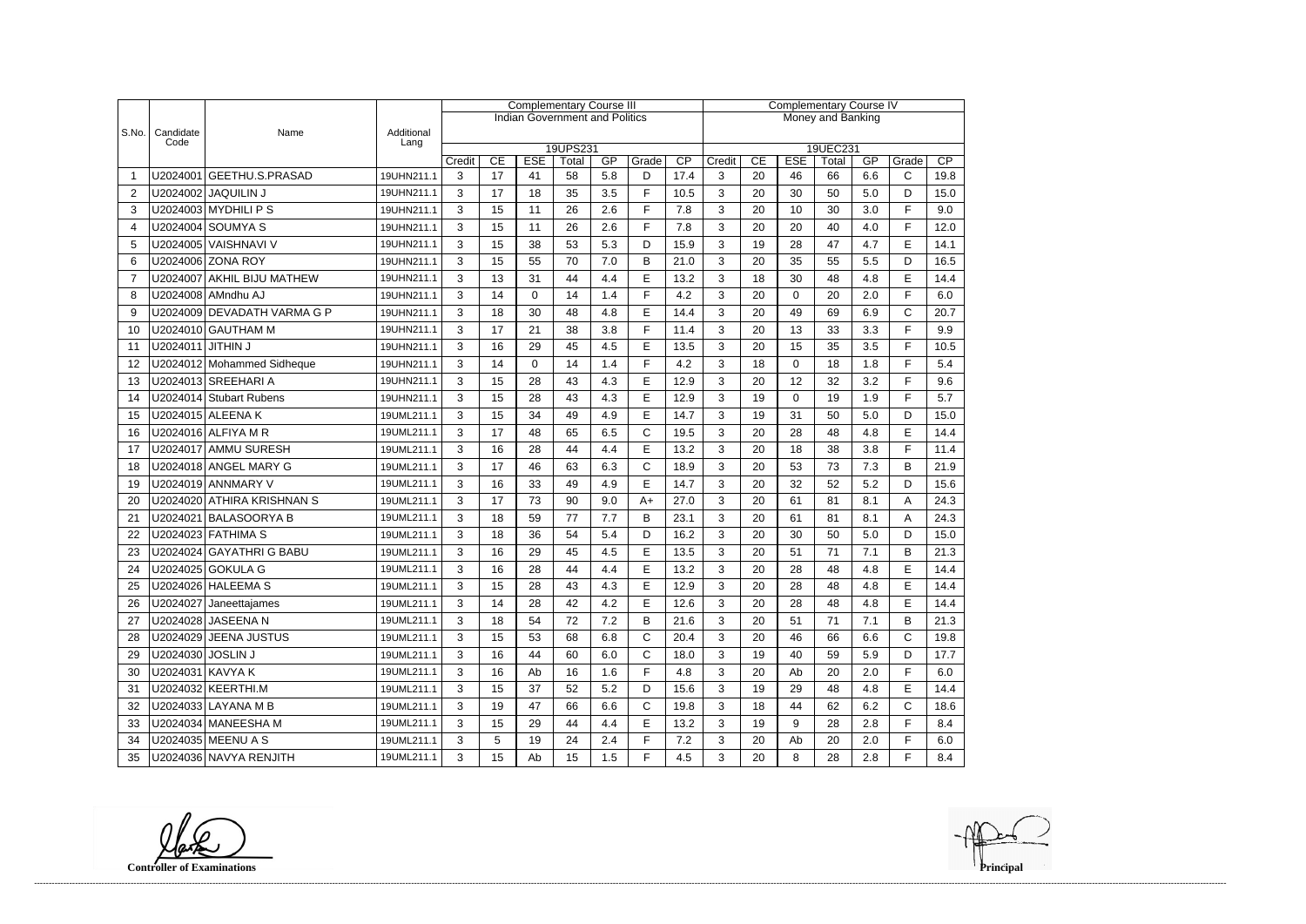| S.No. | Candidate Code | Name | Additional Lang | Complementary Course III | | | | | | | Complementary Course IV | | | | | | |
|---|---|---|---|---|---|---|---|---|---|---|---|---|---|---|---|---|---|
| | | | | Indian Government and Politics | | | | | | | Money and Banking | | | | | | |
| | | | | 19UPS231 | | | | | | | 19UEC231 | | | | | | |
| | | | | Credit | CE | ESE | Total | GP | Grade | CP | Credit | CE | ESE | Total | GP | Grade | CP |
| 1 | U2024001 | GEETHU.S.PRASAD | 19UHN211.1 | 3 | 17 | 41 | 58 | 5.8 | D | 17.4 | 3 | 20 | 46 | 66 | 6.6 | C | 19.8 |
| 2 | U2024002 | JAQUILIN J | 19UHN211.1 | 3 | 17 | 18 | 35 | 3.5 | F | 10.5 | 3 | 20 | 30 | 50 | 5.0 | D | 15.0 |
| 3 | U2024003 | MYDHILI P S | 19UHN211.1 | 3 | 15 | 11 | 26 | 2.6 | F | 7.8 | 3 | 20 | 10 | 30 | 3.0 | F | 9.0 |
| 4 | U2024004 | SOUMYA S | 19UHN211.1 | 3 | 15 | 11 | 26 | 2.6 | F | 7.8 | 3 | 20 | 20 | 40 | 4.0 | F | 12.0 |
| 5 | U2024005 | VAISHNAVI V | 19UHN211.1 | 3 | 15 | 38 | 53 | 5.3 | D | 15.9 | 3 | 19 | 28 | 47 | 4.7 | E | 14.1 |
| 6 | U2024006 | ZONA ROY | 19UHN211.1 | 3 | 15 | 55 | 70 | 7.0 | B | 21.0 | 3 | 20 | 35 | 55 | 5.5 | D | 16.5 |
| 7 | U2024007 | AKHIL BIJU MATHEW | 19UHN211.1 | 3 | 13 | 31 | 44 | 4.4 | E | 13.2 | 3 | 18 | 30 | 48 | 4.8 | E | 14.4 |
| 8 | U2024008 | AMndhu AJ | 19UHN211.1 | 3 | 14 | 0 | 14 | 1.4 | F | 4.2 | 3 | 20 | 0 | 20 | 2.0 | F | 6.0 |
| 9 | U2024009 | DEVADATH VARMA G P | 19UHN211.1 | 3 | 18 | 30 | 48 | 4.8 | E | 14.4 | 3 | 20 | 49 | 69 | 6.9 | C | 20.7 |
| 10 | U2024010 | GAUTHAM M | 19UHN211.1 | 3 | 17 | 21 | 38 | 3.8 | F | 11.4 | 3 | 20 | 13 | 33 | 3.3 | F | 9.9 |
| 11 | U2024011 | JITHIN J | 19UHN211.1 | 3 | 16 | 29 | 45 | 4.5 | E | 13.5 | 3 | 20 | 15 | 35 | 3.5 | F | 10.5 |
| 12 | U2024012 | Mohammed Sidheque | 19UHN211.1 | 3 | 14 | 0 | 14 | 1.4 | F | 4.2 | 3 | 18 | 0 | 18 | 1.8 | F | 5.4 |
| 13 | U2024013 | SREEHARI A | 19UHN211.1 | 3 | 15 | 28 | 43 | 4.3 | E | 12.9 | 3 | 20 | 12 | 32 | 3.2 | F | 9.6 |
| 14 | U2024014 | Stubart Rubens | 19UHN211.1 | 3 | 15 | 28 | 43 | 4.3 | E | 12.9 | 3 | 19 | 0 | 19 | 1.9 | F | 5.7 |
| 15 | U2024015 | ALEENA K | 19UML211.1 | 3 | 15 | 34 | 49 | 4.9 | E | 14.7 | 3 | 19 | 31 | 50 | 5.0 | D | 15.0 |
| 16 | U2024016 | ALFIYA M R | 19UML211.1 | 3 | 17 | 48 | 65 | 6.5 | C | 19.5 | 3 | 20 | 28 | 48 | 4.8 | E | 14.4 |
| 17 | U2024017 | AMMU SURESH | 19UML211.1 | 3 | 16 | 28 | 44 | 4.4 | E | 13.2 | 3 | 20 | 18 | 38 | 3.8 | F | 11.4 |
| 18 | U2024018 | ANGEL MARY G | 19UML211.1 | 3 | 17 | 46 | 63 | 6.3 | C | 18.9 | 3 | 20 | 53 | 73 | 7.3 | B | 21.9 |
| 19 | U2024019 | ANNMARY V | 19UML211.1 | 3 | 16 | 33 | 49 | 4.9 | E | 14.7 | 3 | 20 | 32 | 52 | 5.2 | D | 15.6 |
| 20 | U2024020 | ATHIRA KRISHNAN S | 19UML211.1 | 3 | 17 | 73 | 90 | 9.0 | A+ | 27.0 | 3 | 20 | 61 | 81 | 8.1 | A | 24.3 |
| 21 | U2024021 | BALASOORYA B | 19UML211.1 | 3 | 18 | 59 | 77 | 7.7 | B | 23.1 | 3 | 20 | 61 | 81 | 8.1 | A | 24.3 |
| 22 | U2024023 | FATHIMA S | 19UML211.1 | 3 | 18 | 36 | 54 | 5.4 | D | 16.2 | 3 | 20 | 30 | 50 | 5.0 | D | 15.0 |
| 23 | U2024024 | GAYATHRI G BABU | 19UML211.1 | 3 | 16 | 29 | 45 | 4.5 | E | 13.5 | 3 | 20 | 51 | 71 | 7.1 | B | 21.3 |
| 24 | U2024025 | GOKULA G | 19UML211.1 | 3 | 16 | 28 | 44 | 4.4 | E | 13.2 | 3 | 20 | 28 | 48 | 4.8 | E | 14.4 |
| 25 | U2024026 | HALEEMA S | 19UML211.1 | 3 | 15 | 28 | 43 | 4.3 | E | 12.9 | 3 | 20 | 28 | 48 | 4.8 | E | 14.4 |
| 26 | U2024027 | Janeettajames | 19UML211.1 | 3 | 14 | 28 | 42 | 4.2 | E | 12.6 | 3 | 20 | 28 | 48 | 4.8 | E | 14.4 |
| 27 | U2024028 | JASEENA N | 19UML211.1 | 3 | 18 | 54 | 72 | 7.2 | B | 21.6 | 3 | 20 | 51 | 71 | 7.1 | B | 21.3 |
| 28 | U2024029 | JEENA JUSTUS | 19UML211.1 | 3 | 15 | 53 | 68 | 6.8 | C | 20.4 | 3 | 20 | 46 | 66 | 6.6 | C | 19.8 |
| 29 | U2024030 | JOSLIN J | 19UML211.1 | 3 | 16 | 44 | 60 | 6.0 | C | 18.0 | 3 | 19 | 40 | 59 | 5.9 | D | 17.7 |
| 30 | U2024031 | KAVYA K | 19UML211.1 | 3 | 16 | Ab | 16 | 1.6 | F | 4.8 | 3 | 20 | Ab | 20 | 2.0 | F | 6.0 |
| 31 | U2024032 | KEERTHI.M | 19UML211.1 | 3 | 15 | 37 | 52 | 5.2 | D | 15.6 | 3 | 19 | 29 | 48 | 4.8 | E | 14.4 |
| 32 | U2024033 | LAYANA M B | 19UML211.1 | 3 | 19 | 47 | 66 | 6.6 | C | 19.8 | 3 | 18 | 44 | 62 | 6.2 | C | 18.6 |
| 33 | U2024034 | MANEESHA M | 19UML211.1 | 3 | 15 | 29 | 44 | 4.4 | E | 13.2 | 3 | 19 | 9 | 28 | 2.8 | F | 8.4 |
| 34 | U2024035 | MEENU A S | 19UML211.1 | 3 | 5 | 19 | 24 | 2.4 | F | 7.2 | 3 | 20 | Ab | 20 | 2.0 | F | 6.0 |
| 35 | U2024036 | NAVYA RENJITH | 19UML211.1 | 3 | 15 | Ab | 15 | 1.5 | F | 4.5 | 3 | 20 | 8 | 28 | 2.8 | F | 8.4 |

**Controller of Examinations**

**Principal**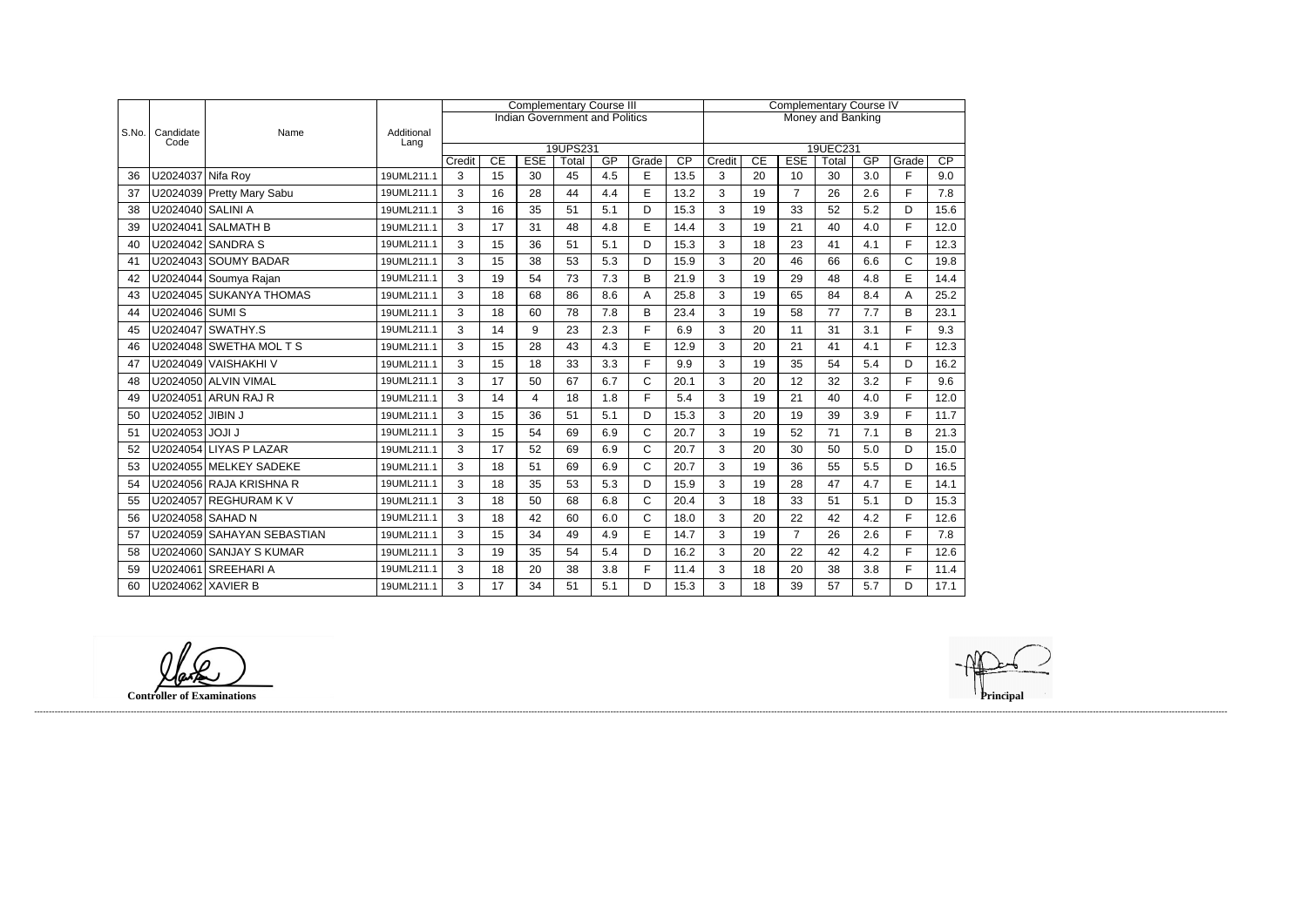| S.No. | Candidate Code | Name | Additional Lang | Complementary Course III | | | | | | | Complementary Course IV | | | | | | |
|---|---|---|---|---|---|---|---|---|---|---|---|---|---|---|---|---|---|
| | | | | Indian Government and Politics | | | | | | | Money and Banking | | | | | | |
| | | | | 19UPS231 | | | | | | | 19UEC231 | | | | | | |
| | | | | Credit | CE | ESE | Total | GP | Grade | CP | Credit | CE | ESE | Total | GP | Grade | CP |
| 36 | U2024037 | Nifa Roy | 19UML211.1 | 3 | 15 | 30 | 45 | 4.5 | E | 13.5 | 3 | 20 | 10 | 30 | 3.0 | F | 9.0 |
| 37 | U2024039 | Pretty Mary Sabu | 19UML211.1 | 3 | 16 | 28 | 44 | 4.4 | E | 13.2 | 3 | 19 | 7 | 26 | 2.6 | F | 7.8 |
| 38 | U2024040 | SALINI A | 19UML211.1 | 3 | 16 | 35 | 51 | 5.1 | D | 15.3 | 3 | 19 | 33 | 52 | 5.2 | D | 15.6 |
| 39 | U2024041 | SALMATH B | 19UML211.1 | 3 | 17 | 31 | 48 | 4.8 | E | 14.4 | 3 | 19 | 21 | 40 | 4.0 | F | 12.0 |
| 40 | U2024042 | SANDRA S | 19UML211.1 | 3 | 15 | 36 | 51 | 5.1 | D | 15.3 | 3 | 18 | 23 | 41 | 4.1 | F | 12.3 |
| 41 | U2024043 | SOUMY BADAR | 19UML211.1 | 3 | 15 | 38 | 53 | 5.3 | D | 15.9 | 3 | 20 | 46 | 66 | 6.6 | C | 19.8 |
| 42 | U2024044 | Soumya Rajan | 19UML211.1 | 3 | 19 | 54 | 73 | 7.3 | B | 21.9 | 3 | 19 | 29 | 48 | 4.8 | E | 14.4 |
| 43 | U2024045 | SUKANYA THOMAS | 19UML211.1 | 3 | 18 | 68 | 86 | 8.6 | A | 25.8 | 3 | 19 | 65 | 84 | 8.4 | A | 25.2 |
| 44 | U2024046 | SUMI S | 19UML211.1 | 3 | 18 | 60 | 78 | 7.8 | B | 23.4 | 3 | 19 | 58 | 77 | 7.7 | B | 23.1 |
| 45 | U2024047 | SWATHY.S | 19UML211.1 | 3 | 14 | 9 | 23 | 2.3 | F | 6.9 | 3 | 20 | 11 | 31 | 3.1 | F | 9.3 |
| 46 | U2024048 | SWETHA MOL T S | 19UML211.1 | 3 | 15 | 28 | 43 | 4.3 | E | 12.9 | 3 | 20 | 21 | 41 | 4.1 | F | 12.3 |
| 47 | U2024049 | VAISHAKHI V | 19UML211.1 | 3 | 15 | 18 | 33 | 3.3 | F | 9.9 | 3 | 19 | 35 | 54 | 5.4 | D | 16.2 |
| 48 | U2024050 | ALVIN VIMAL | 19UML211.1 | 3 | 17 | 50 | 67 | 6.7 | C | 20.1 | 3 | 20 | 12 | 32 | 3.2 | F | 9.6 |
| 49 | U2024051 | ARUN RAJ R | 19UML211.1 | 3 | 14 | 4 | 18 | 1.8 | F | 5.4 | 3 | 19 | 21 | 40 | 4.0 | F | 12.0 |
| 50 | U2024052 | JIBIN J | 19UML211.1 | 3 | 15 | 36 | 51 | 5.1 | D | 15.3 | 3 | 20 | 19 | 39 | 3.9 | F | 11.7 |
| 51 | U2024053 | JOJI J | 19UML211.1 | 3 | 15 | 54 | 69 | 6.9 | C | 20.7 | 3 | 19 | 52 | 71 | 7.1 | B | 21.3 |
| 52 | U2024054 | LIYAS P LAZAR | 19UML211.1 | 3 | 17 | 52 | 69 | 6.9 | C | 20.7 | 3 | 20 | 30 | 50 | 5.0 | D | 15.0 |
| 53 | U2024055 | MELKEY SADEKE | 19UML211.1 | 3 | 18 | 51 | 69 | 6.9 | C | 20.7 | 3 | 19 | 36 | 55 | 5.5 | D | 16.5 |
| 54 | U2024056 | RAJA KRISHNA R | 19UML211.1 | 3 | 18 | 35 | 53 | 5.3 | D | 15.9 | 3 | 19 | 28 | 47 | 4.7 | E | 14.1 |
| 55 | U2024057 | REGHURAM K V | 19UML211.1 | 3 | 18 | 50 | 68 | 6.8 | C | 20.4 | 3 | 18 | 33 | 51 | 5.1 | D | 15.3 |
| 56 | U2024058 | SAHAD N | 19UML211.1 | 3 | 18 | 42 | 60 | 6.0 | C | 18.0 | 3 | 20 | 22 | 42 | 4.2 | F | 12.6 |
| 57 | U2024059 | SAHAYAN SEBASTIAN | 19UML211.1 | 3 | 15 | 34 | 49 | 4.9 | E | 14.7 | 3 | 19 | 7 | 26 | 2.6 | F | 7.8 |
| 58 | U2024060 | SANJAY S KUMAR | 19UML211.1 | 3 | 19 | 35 | 54 | 5.4 | D | 16.2 | 3 | 20 | 22 | 42 | 4.2 | F | 12.6 |
| 59 | U2024061 | SREEHARI A | 19UML211.1 | 3 | 18 | 20 | 38 | 3.8 | F | 11.4 | 3 | 18 | 20 | 38 | 3.8 | F | 11.4 |
| 60 | U2024062 | XAVIER B | 19UML211.1 | 3 | 17 | 34 | 51 | 5.1 | D | 15.3 | 3 | 18 | 39 | 57 | 5.7 | D | 17.1 |

**Controller of Examinations**

**Principal**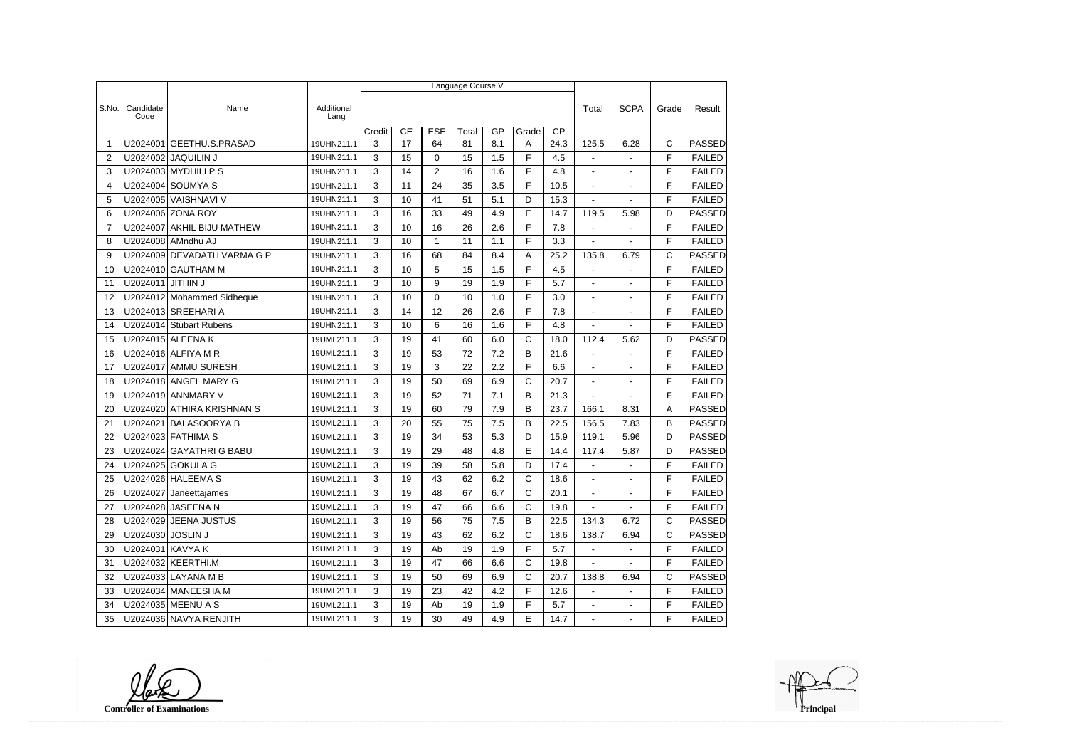| S.No. | Candidate Code | Name | Additional Lang | Language Course V | | | | | | | Total | SCPA | Grade | Result |
|---|---|---|---|---|---|---|---|---|---|---|---|---|---|---|
| | | | | Credit | CE | ESE | Total | GP | Grade | CP | | | | |
| 1 | U2024001 | GEETHU.S.PRASAD | 19UHN211.1 | 3 | 17 | 64 | 81 | 8.1 | A | 24.3 | 125.5 | 6.28 | C | PASSED |
| 2 | U2024002 | JAQUILIN J | 19UHN211.1 | 3 | 15 | 0 | 15 | 1.5 | F | 4.5 | - | - | F | FAILED |
| 3 | U2024003 | MYDHILI P S | 19UHN211.1 | 3 | 14 | 2 | 16 | 1.6 | F | 4.8 | - | - | F | FAILED |
| 4 | U2024004 | SOUMYA S | 19UHN211.1 | 3 | 11 | 24 | 35 | 3.5 | F | 10.5 | - | - | F | FAILED |
| 5 | U2024005 | VAISHNAVI V | 19UHN211.1 | 3 | 10 | 41 | 51 | 5.1 | D | 15.3 | - | - | F | FAILED |
| 6 | U2024006 | ZONA ROY | 19UHN211.1 | 3 | 16 | 33 | 49 | 4.9 | E | 14.7 | 119.5 | 5.98 | D | PASSED |
| 7 | U2024007 | AKHIL BIJU MATHEW | 19UHN211.1 | 3 | 10 | 16 | 26 | 2.6 | F | 7.8 | - | - | F | FAILED |
| 8 | U2024008 | AMndhu AJ | 19UHN211.1 | 3 | 10 | 1 | 11 | 1.1 | F | 3.3 | - | - | F | FAILED |
| 9 | U2024009 | DEVADATH VARMA G P | 19UHN211.1 | 3 | 16 | 68 | 84 | 8.4 | A | 25.2 | 135.8 | 6.79 | C | PASSED |
| 10 | U2024010 | GAUTHAM M | 19UHN211.1 | 3 | 10 | 5 | 15 | 1.5 | F | 4.5 | - | - | F | FAILED |
| 11 | U2024011 | JITHIN J | 19UHN211.1 | 3 | 10 | 9 | 19 | 1.9 | F | 5.7 | - | - | F | FAILED |
| 12 | U2024012 | Mohammed Sidheque | 19UHN211.1 | 3 | 10 | 0 | 10 | 1.0 | F | 3.0 | - | - | F | FAILED |
| 13 | U2024013 | SREEHARI A | 19UHN211.1 | 3 | 14 | 12 | 26 | 2.6 | F | 7.8 | - | - | F | FAILED |
| 14 | U2024014 | Stubart Rubens | 19UHN211.1 | 3 | 10 | 6 | 16 | 1.6 | F | 4.8 | - | - | F | FAILED |
| 15 | U2024015 | ALEENA K | 19UML211.1 | 3 | 19 | 41 | 60 | 6.0 | C | 18.0 | 112.4 | 5.62 | D | PASSED |
| 16 | U2024016 | ALFIYA M R | 19UML211.1 | 3 | 19 | 53 | 72 | 7.2 | B | 21.6 | - | - | F | FAILED |
| 17 | U2024017 | AMMU SURESH | 19UML211.1 | 3 | 19 | 3 | 22 | 2.2 | F | 6.6 | - | - | F | FAILED |
| 18 | U2024018 | ANGEL MARY G | 19UML211.1 | 3 | 19 | 50 | 69 | 6.9 | C | 20.7 | - | - | F | FAILED |
| 19 | U2024019 | ANNMARY V | 19UML211.1 | 3 | 19 | 52 | 71 | 7.1 | B | 21.3 | - | - | F | FAILED |
| 20 | U2024020 | ATHIRA KRISHNAN S | 19UML211.1 | 3 | 19 | 60 | 79 | 7.9 | B | 23.7 | 166.1 | 8.31 | A | PASSED |
| 21 | U2024021 | BALASOORYA B | 19UML211.1 | 3 | 20 | 55 | 75 | 7.5 | B | 22.5 | 156.5 | 7.83 | B | PASSED |
| 22 | U2024023 | FATHIMA S | 19UML211.1 | 3 | 19 | 34 | 53 | 5.3 | D | 15.9 | 119.1 | 5.96 | D | PASSED |
| 23 | U2024024 | GAYATHRI G BABU | 19UML211.1 | 3 | 19 | 29 | 48 | 4.8 | E | 14.4 | 117.4 | 5.87 | D | PASSED |
| 24 | U2024025 | GOKULA G | 19UML211.1 | 3 | 19 | 39 | 58 | 5.8 | D | 17.4 | - | - | F | FAILED |
| 25 | U2024026 | HALEEMA S | 19UML211.1 | 3 | 19 | 43 | 62 | 6.2 | C | 18.6 | - | - | F | FAILED |
| 26 | U2024027 | Janeettajames | 19UML211.1 | 3 | 19 | 48 | 67 | 6.7 | C | 20.1 | - | - | F | FAILED |
| 27 | U2024028 | JASEENA N | 19UML211.1 | 3 | 19 | 47 | 66 | 6.6 | C | 19.8 | - | - | F | FAILED |
| 28 | U2024029 | JEENA JUSTUS | 19UML211.1 | 3 | 19 | 56 | 75 | 7.5 | B | 22.5 | 134.3 | 6.72 | C | PASSED |
| 29 | U2024030 | JOSLIN J | 19UML211.1 | 3 | 19 | 43 | 62 | 6.2 | C | 18.6 | 138.7 | 6.94 | C | PASSED |
| 30 | U2024031 | KAVYA K | 19UML211.1 | 3 | 19 | Ab | 19 | 1.9 | F | 5.7 | - | - | F | FAILED |
| 31 | U2024032 | KEERTHI.M | 19UML211.1 | 3 | 19 | 47 | 66 | 6.6 | C | 19.8 | - | - | F | FAILED |
| 32 | U2024033 | LAYANA M B | 19UML211.1 | 3 | 19 | 50 | 69 | 6.9 | C | 20.7 | 138.8 | 6.94 | C | PASSED |
| 33 | U2024034 | MANEESHA M | 19UML211.1 | 3 | 19 | 23 | 42 | 4.2 | F | 12.6 | - | - | F | FAILED |
| 34 | U2024035 | MEENU A S | 19UML211.1 | 3 | 19 | Ab | 19 | 1.9 | F | 5.7 | - | - | F | FAILED |
| 35 | U2024036 | NAVYA RENJITH | 19UML211.1 | 3 | 19 | 30 | 49 | 4.9 | E | 14.7 | - | - | F | FAILED |

**Controller of Examinations** **Principal**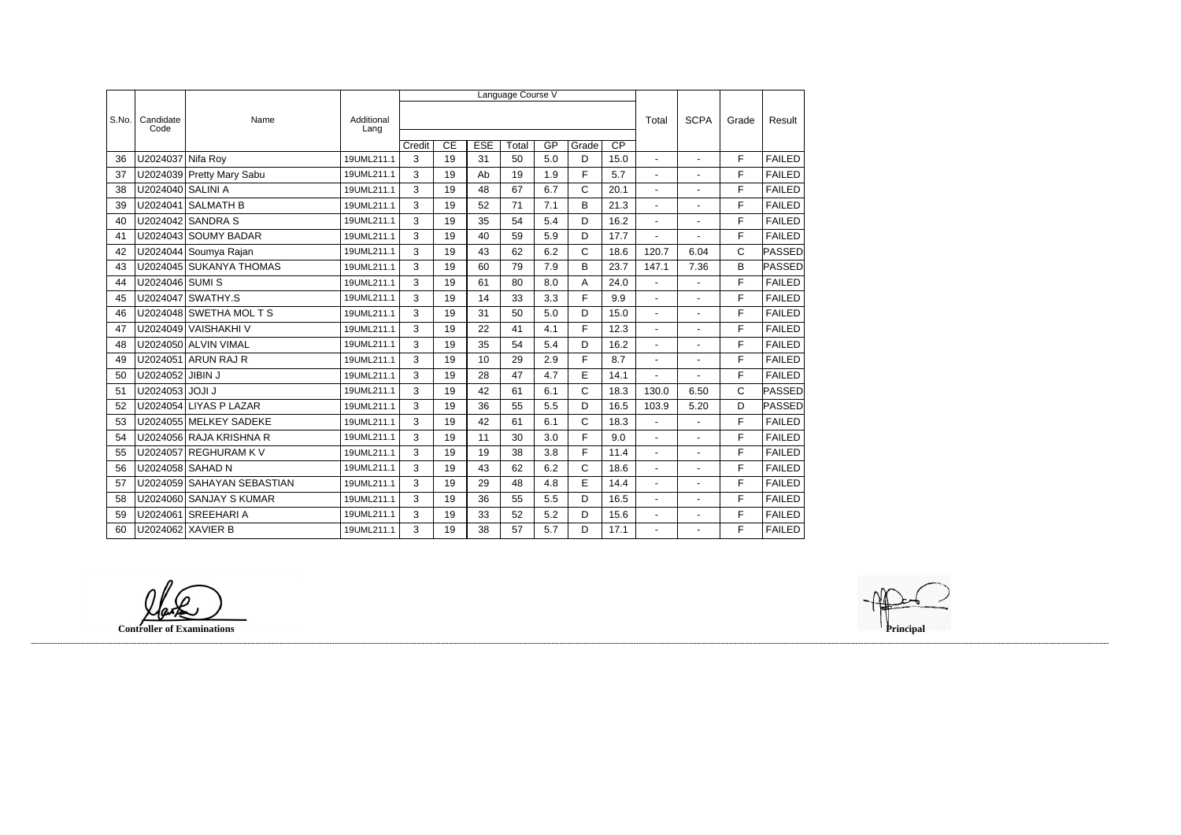| S.No. | Candidate Code | Name | Additional Lang | Language Course V | | | | | | | Total | SCPA | Grade | Result |
|---|---|---|---|---|---|---|---|---|---|---|---|---|---|---|
| | | | | Credit | CE | ESE | Total | GP | Grade | CP | | | | |
| 36 | U2024037 | Nifa Roy | 19UML211.1 | 3 | 19 | 31 | 50 | 5.0 | D | 15.0 | - | - | F | FAILED |
| 37 | U2024039 | Pretty Mary Sabu | 19UML211.1 | 3 | 19 | Ab | 19 | 1.9 | F | 5.7 | - | - | F | FAILED |
| 38 | U2024040 | SALINI A | 19UML211.1 | 3 | 19 | 48 | 67 | 6.7 | C | 20.1 | - | - | F | FAILED |
| 39 | U2024041 | SALMATH B | 19UML211.1 | 3 | 19 | 52 | 71 | 7.1 | B | 21.3 | - | - | F | FAILED |
| 40 | U2024042 | SANDRA S | 19UML211.1 | 3 | 19 | 35 | 54 | 5.4 | D | 16.2 | - | - | F | FAILED |
| 41 | U2024043 | SOUMY BADAR | 19UML211.1 | 3 | 19 | 40 | 59 | 5.9 | D | 17.7 | - | - | F | FAILED |
| 42 | U2024044 | Soumya Rajan | 19UML211.1 | 3 | 19 | 43 | 62 | 6.2 | C | 18.6 | 120.7 | 6.04 | C | PASSED |
| 43 | U2024045 | SUKANYA THOMAS | 19UML211.1 | 3 | 19 | 60 | 79 | 7.9 | B | 23.7 | 147.1 | 7.36 | B | PASSED |
| 44 | U2024046 | SUMI S | 19UML211.1 | 3 | 19 | 61 | 80 | 8.0 | A | 24.0 | - | - | F | FAILED |
| 45 | U2024047 | SWATHY.S | 19UML211.1 | 3 | 19 | 14 | 33 | 3.3 | F | 9.9 | - | - | F | FAILED |
| 46 | U2024048 | SWETHA MOL T S | 19UML211.1 | 3 | 19 | 31 | 50 | 5.0 | D | 15.0 | - | - | F | FAILED |
| 47 | U2024049 | VAISHAKHI V | 19UML211.1 | 3 | 19 | 22 | 41 | 4.1 | F | 12.3 | - | - | F | FAILED |
| 48 | U2024050 | ALVIN VIMAL | 19UML211.1 | 3 | 19 | 35 | 54 | 5.4 | D | 16.2 | - | - | F | FAILED |
| 49 | U2024051 | ARUN RAJ R | 19UML211.1 | 3 | 19 | 10 | 29 | 2.9 | F | 8.7 | - | - | F | FAILED |
| 50 | U2024052 | JIBIN J | 19UML211.1 | 3 | 19 | 28 | 47 | 4.7 | E | 14.1 | - | - | F | FAILED |
| 51 | U2024053 | JOJI J | 19UML211.1 | 3 | 19 | 42 | 61 | 6.1 | C | 18.3 | 130.0 | 6.50 | C | PASSED |
| 52 | U2024054 | LIYAS P LAZAR | 19UML211.1 | 3 | 19 | 36 | 55 | 5.5 | D | 16.5 | 103.9 | 5.20 | D | PASSED |
| 53 | U2024055 | MELKEY SADEKE | 19UML211.1 | 3 | 19 | 42 | 61 | 6.1 | C | 18.3 | - | - | F | FAILED |
| 54 | U2024056 | RAJA KRISHNA R | 19UML211.1 | 3 | 19 | 11 | 30 | 3.0 | F | 9.0 | - | - | F | FAILED |
| 55 | U2024057 | REGHURAM K V | 19UML211.1 | 3 | 19 | 19 | 38 | 3.8 | F | 11.4 | - | - | F | FAILED |
| 56 | U2024058 | SAHAD N | 19UML211.1 | 3 | 19 | 43 | 62 | 6.2 | C | 18.6 | - | - | F | FAILED |
| 57 | U2024059 | SAHAYAN SEBASTIAN | 19UML211.1 | 3 | 19 | 29 | 48 | 4.8 | E | 14.4 | - | - | F | FAILED |
| 58 | U2024060 | SANJAY S KUMAR | 19UML211.1 | 3 | 19 | 36 | 55 | 5.5 | D | 16.5 | - | - | F | FAILED |
| 59 | U2024061 | SREEHARI A | 19UML211.1 | 3 | 19 | 33 | 52 | 5.2 | D | 15.6 | - | - | F | FAILED |
| 60 | U2024062 | XAVIER B | 19UML211.1 | 3 | 19 | 38 | 57 | 5.7 | D | 17.1 | - | - | F | FAILED |

**Controller of Examinations**

**Principal**